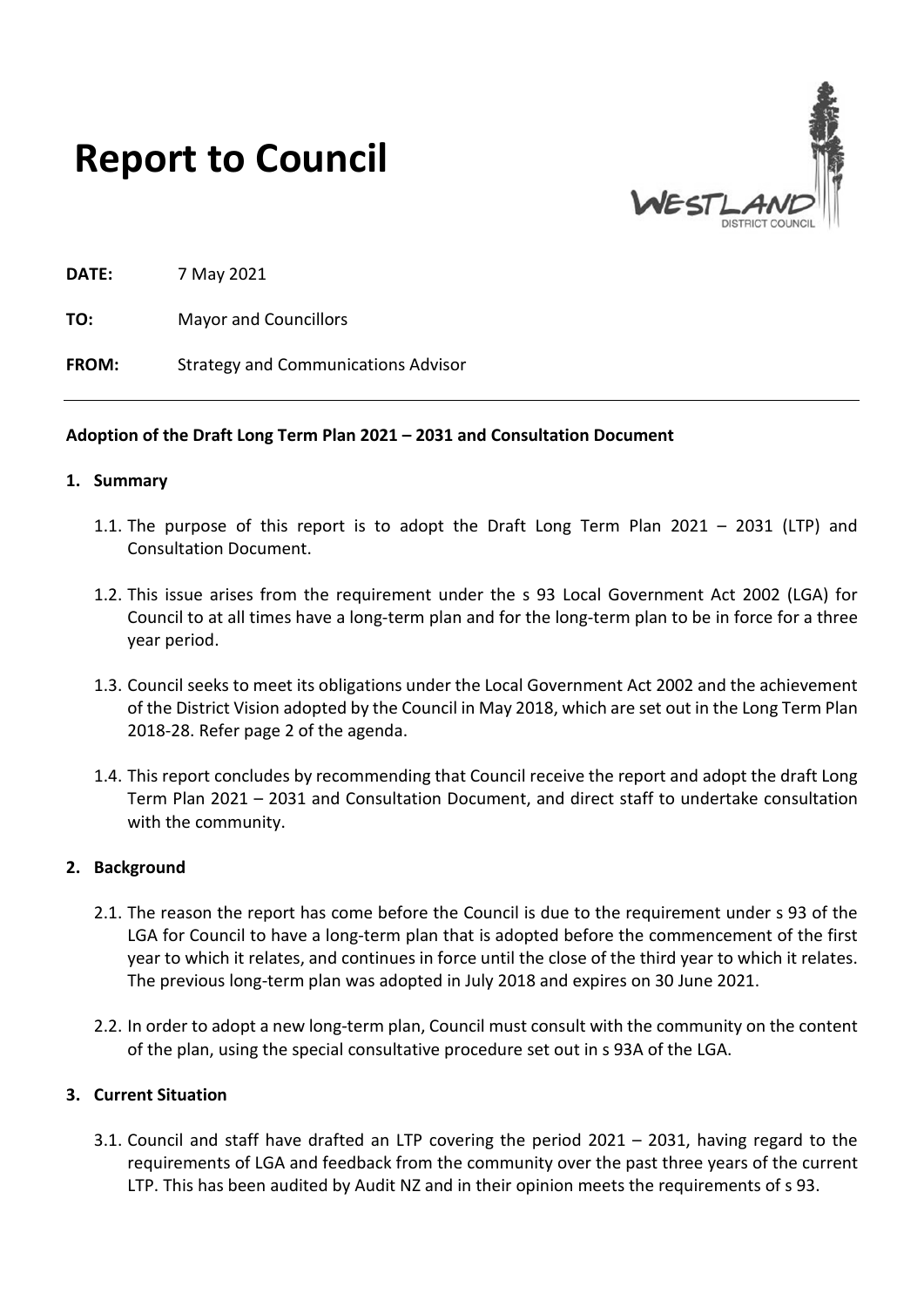# Report to Council

**DATE:** 7 May 2021

**TO:** Mayor and Councillors

**FROM:** Strategy and Communications Advisor

---

**Adoption of the Draft Long Term Plan 2021 – 2031 and Consultation Document**

**1. Summary**

1.1. The purpose of this report is to adopt the Draft Long Term Plan 2021 – 2031 (LTP) and Consultation Document.

1.2. This issue arises from the requirement under the s 93 Local Government Act 2002 (LGA) for Council to at all times have a long-term plan and for the long-term plan to be in force for a three year period.

1.3. Council seeks to meet its obligations under the Local Government Act 2002 and the achievement of the District Vision adopted by the Council in May 2018, which are set out in the Long Term Plan 2018-28. Refer page 2 of the agenda.

1.4. This report concludes by recommending that Council receive the report and adopt the draft Long Term Plan 2021 – 2031 and Consultation Document, and direct staff to undertake consultation with the community.

**2. Background**

2.1. The reason the report has come before the Council is due to the requirement under s 93 of the LGA for Council to have a long-term plan that is adopted before the commencement of the first year to which it relates, and continues in force until the close of the third year to which it relates. The previous long-term plan was adopted in July 2018 and expires on 30 June 2021.

2.2. In order to adopt a new long-term plan, Council must consult with the community on the content of the plan, using the special consultative procedure set out in s 93A of the LGA.

**3. Current Situation**

3.1. Council and staff have drafted an LTP covering the period 2021 – 2031, having regard to the requirements of LGA and feedback from the community over the past three years of the current LTP. This has been audited by Audit NZ and in their opinion meets the requirements of s 93.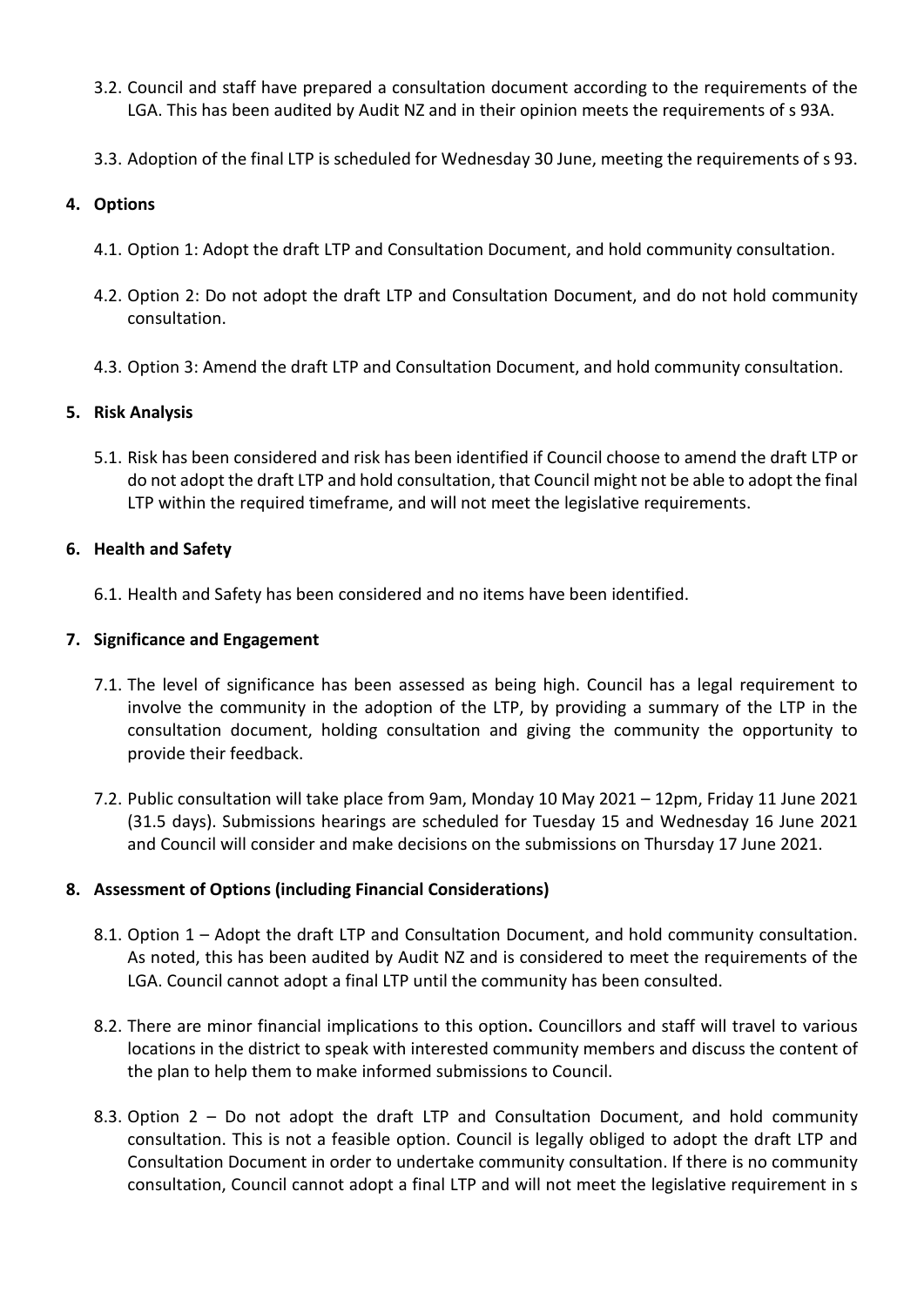3.2. Council and staff have prepared a consultation document according to the requirements of the LGA. This has been audited by Audit NZ and in their opinion meets the requirements of s 93A.

3.3. Adoption of the final LTP is scheduled for Wednesday 30 June, meeting the requirements of s 93.

## 4. Options

4.1. Option 1: Adopt the draft LTP and Consultation Document, and hold community consultation.

4.2. Option 2: Do not adopt the draft LTP and Consultation Document, and do not hold community consultation.

4.3. Option 3: Amend the draft LTP and Consultation Document, and hold community consultation.

## 5. Risk Analysis

5.1. Risk has been considered and risk has been identified if Council choose to amend the draft LTP or do not adopt the draft LTP and hold consultation, that Council might not be able to adopt the final LTP within the required timeframe, and will not meet the legislative requirements.

## 6. Health and Safety

6.1. Health and Safety has been considered and no items have been identified.

## 7. Significance and Engagement

7.1. The level of significance has been assessed as being high. Council has a legal requirement to involve the community in the adoption of the LTP, by providing a summary of the LTP in the consultation document, holding consultation and giving the community the opportunity to provide their feedback.

7.2. Public consultation will take place from 9am, Monday 10 May 2021 – 12pm, Friday 11 June 2021 (31.5 days). Submissions hearings are scheduled for Tuesday 15 and Wednesday 16 June 2021 and Council will consider and make decisions on the submissions on Thursday 17 June 2021.

## 8. Assessment of Options (including Financial Considerations)

8.1. Option 1 – Adopt the draft LTP and Consultation Document, and hold community consultation. As noted, this has been audited by Audit NZ and is considered to meet the requirements of the LGA. Council cannot adopt a final LTP until the community has been consulted.

8.2. There are minor financial implications to this option**.** Councillors and staff will travel to various locations in the district to speak with interested community members and discuss the content of the plan to help them to make informed submissions to Council.

8.3. Option 2 – Do not adopt the draft LTP and Consultation Document, and hold community consultation. This is not a feasible option. Council is legally obliged to adopt the draft LTP and Consultation Document in order to undertake community consultation. If there is no community consultation, Council cannot adopt a final LTP and will not meet the legislative requirement in s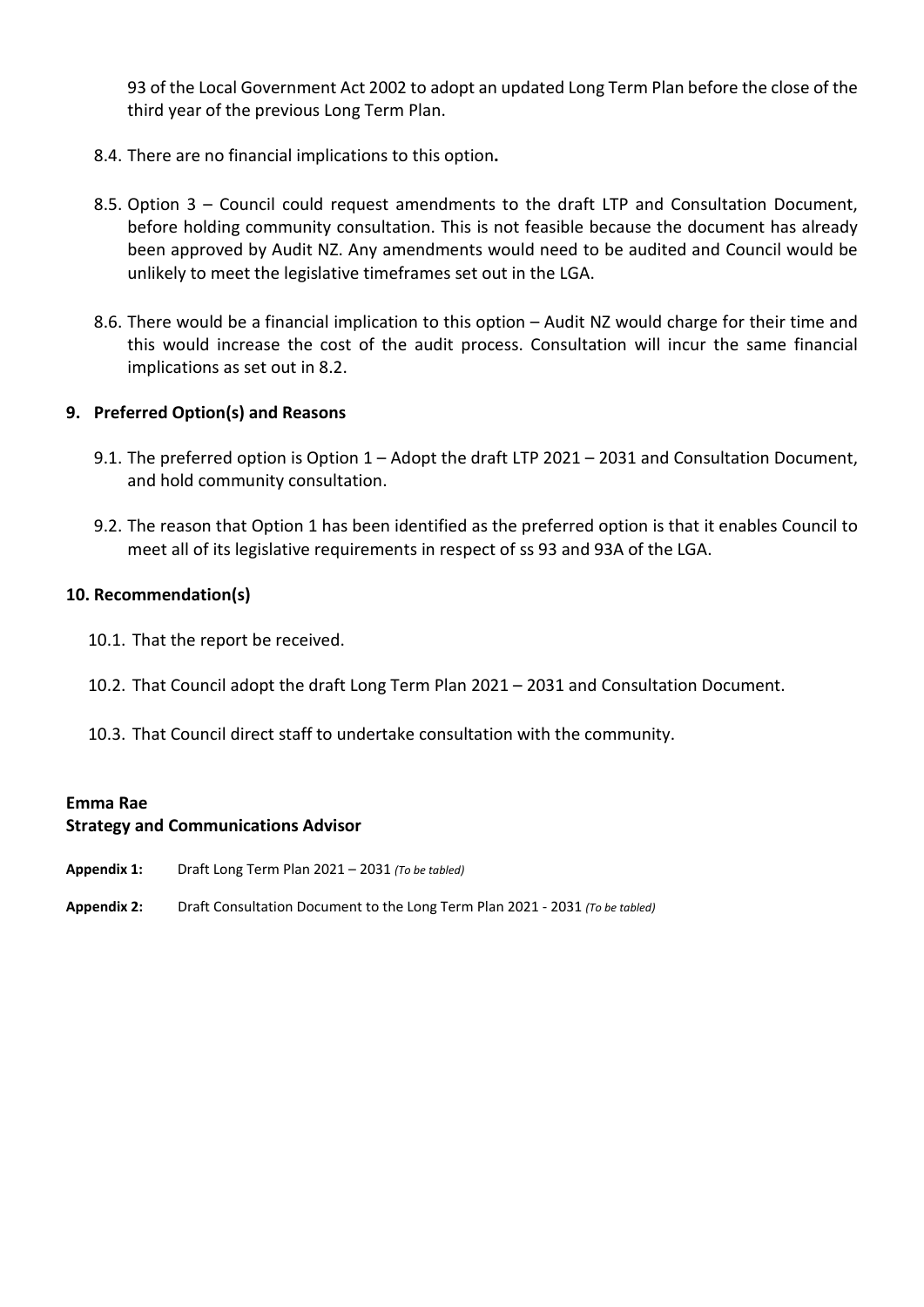93 of the Local Government Act 2002 to adopt an updated Long Term Plan before the close of the third year of the previous Long Term Plan.

8.4. There are no financial implications to this option**.**

8.5. Option 3 – Council could request amendments to the draft LTP and Consultation Document, before holding community consultation. This is not feasible because the document has already been approved by Audit NZ. Any amendments would need to be audited and Council would be unlikely to meet the legislative timeframes set out in the LGA.

8.6. There would be a financial implication to this option – Audit NZ would charge for their time and this would increase the cost of the audit process. Consultation will incur the same financial implications as set out in 8.2.

## 9. Preferred Option(s) and Reasons

9.1. The preferred option is Option 1 – Adopt the draft LTP 2021 – 2031 and Consultation Document, and hold community consultation.

9.2. The reason that Option 1 has been identified as the preferred option is that it enables Council to meet all of its legislative requirements in respect of ss 93 and 93A of the LGA.

## 10. Recommendation(s)

10.1. That the report be received.

10.2. That Council adopt the draft Long Term Plan 2021 – 2031 and Consultation Document.

10.3. That Council direct staff to undertake consultation with the community.

**Emma Rae**
**Strategy and Communications Advisor**

**Appendix 1:** Draft Long Term Plan 2021 – 2031 *(To be tabled)*

**Appendix 2:** Draft Consultation Document to the Long Term Plan 2021 - 2031 *(To be tabled)*